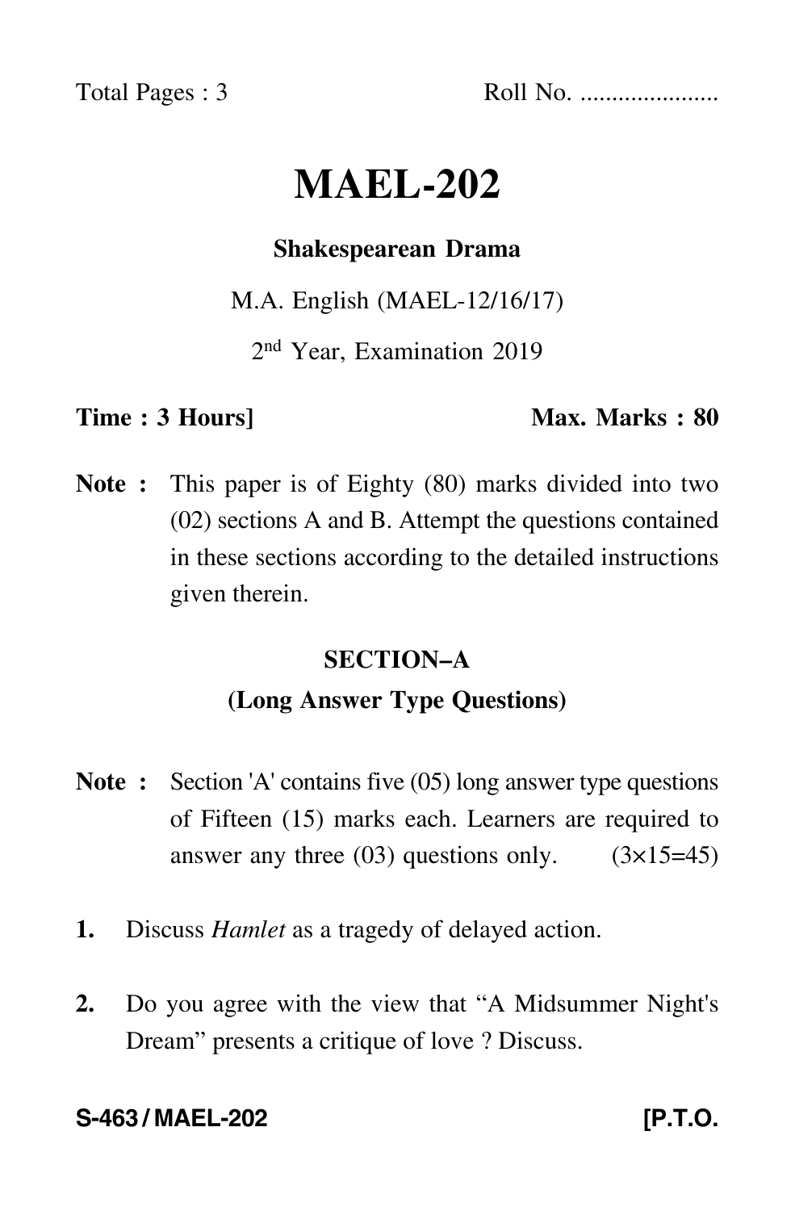Total Pages : 3 Roll No. .....................

# MAEL-202

**Shakespearean Drama**

M.A. English (MAEL-12/16/17)

2nd Year, Examination 2019

**Time : 3 Hours]** **Max. Marks : 80**

**Note :** This paper is of Eighty (80) marks divided into two (02) sections A and B. Attempt the questions contained in these sections according to the detailed instructions given therein.

## SECTION–A

### (Long Answer Type Questions)

**Note :** Section 'A' contains five (05) long answer type questions of Fifteen (15) marks each. Learners are required to answer any three (03) questions only. (3×15=45)

**1.** Discuss *Hamlet* as a tragedy of delayed action.

**2.** Do you agree with the view that "A Midsummer Night's Dream" presents a critique of love ? Discuss.

**S-463 / MAEL-202** **[P.T.O.**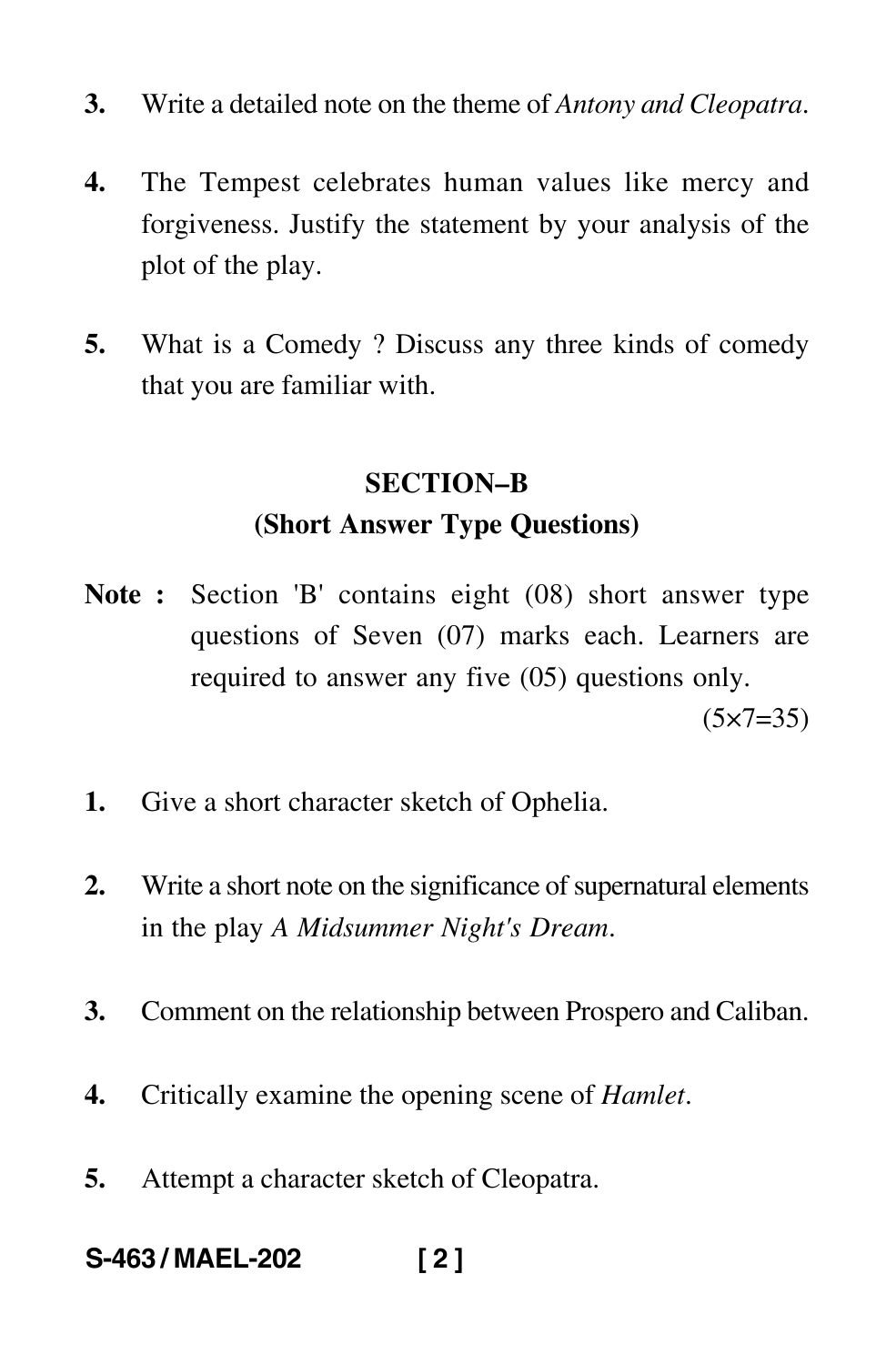3. Write a detailed note on the theme of *Antony and Cleopatra*.

4. The Tempest celebrates human values like mercy and forgiveness. Justify the statement by your analysis of the plot of the play.

5. What is a Comedy ? Discuss any three kinds of comedy that you are familiar with.

## SECTION–B
### (Short Answer Type Questions)

**Note :** Section 'B' contains eight (08) short answer type questions of Seven (07) marks each. Learners are required to answer any five (05) questions only.

(5×7=35)

1. Give a short character sketch of Ophelia.

2. Write a short note on the significance of supernatural elements in the play *A Midsummer Night's Dream*.

3. Comment on the relationship between Prospero and Caliban.

4. Critically examine the opening scene of *Hamlet*.

5. Attempt a character sketch of Cleopatra.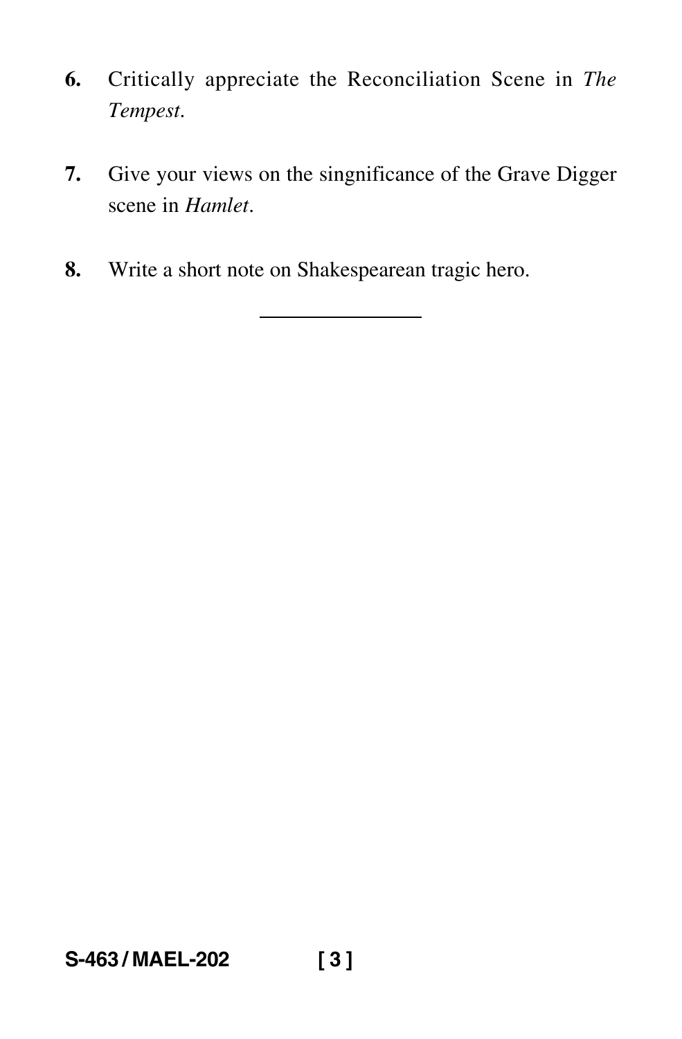6. Critically appreciate the Reconciliation Scene in *The Tempest*.

7. Give your views on the singnificance of the Grave Digger scene in *Hamlet*.

8. Write a short note on Shakespearean tragic hero.